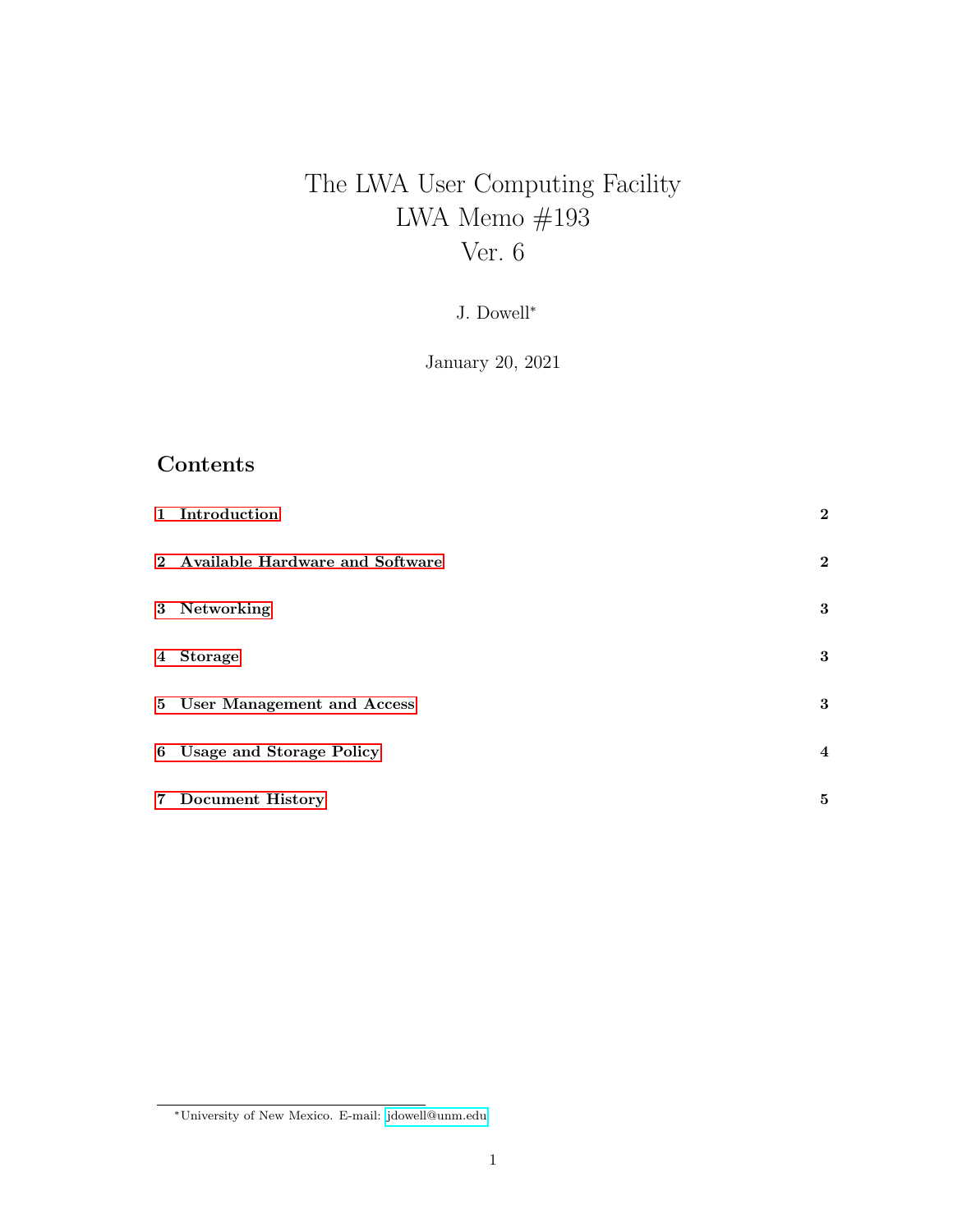# The LWA User Computing Facility
# LWA Memo #193
# Ver. 6

J. Dowell[*]

January 20, 2021

## Contents

| | |
|---|---|
| 1 Introduction | 2 |
| 2 Available Hardware and Software | 2 |
| 3 Networking | 3 |
| 4 Storage | 3 |
| 5 User Management and Access | 3 |
| 6 Usage and Storage Policy | 4 |
| 7 Document History | 5 |

[*] University of New Mexico. E-mail: jdowell@unm.edu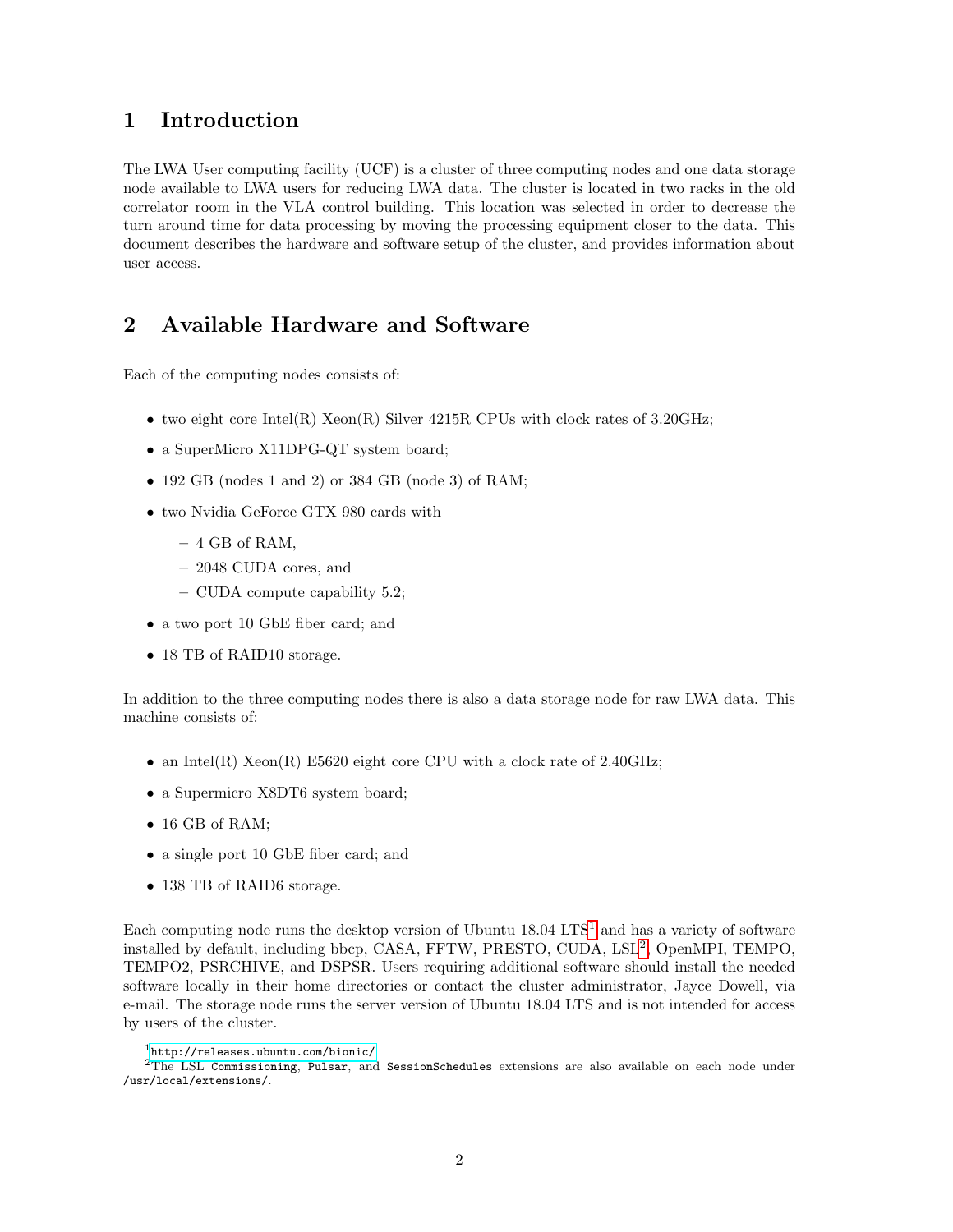# 1 Introduction

The LWA User computing facility (UCF) is a cluster of three computing nodes and one data storage node available to LWA users for reducing LWA data. The cluster is located in two racks in the old correlator room in the VLA control building. This location was selected in order to decrease the turn around time for data processing by moving the processing equipment closer to the data. This document describes the hardware and software setup of the cluster, and provides information about user access.

# 2 Available Hardware and Software

Each of the computing nodes consists of:

- two eight core Intel(R) Xeon(R) Silver 4215R CPUs with clock rates of 3.20GHz;
- a SuperMicro X11DPG-QT system board;
- 192 GB (nodes 1 and 2) or 384 GB (node 3) of RAM;
- two Nvidia GeForce GTX 980 cards with
  - 4 GB of RAM,
  - 2048 CUDA cores, and
  - CUDA compute capability 5.2;
- a two port 10 GbE fiber card; and
- 18 TB of RAID10 storage.

In addition to the three computing nodes there is also a data storage node for raw LWA data. This machine consists of:

- an Intel(R) Xeon(R) E5620 eight core CPU with a clock rate of 2.40GHz;
- a Supermicro X8DT6 system board;
- 16 GB of RAM;
- a single port 10 GbE fiber card; and
- 138 TB of RAID6 storage.

Each computing node runs the desktop version of Ubuntu 18.04 LTS[1] and has a variety of software installed by default, including bbcp, CASA, FFTW, PRESTO, CUDA, LSL[2], OpenMPI, TEMPO, TEMPO2, PSRCHIVE, and DSPSR. Users requiring additional software should install the needed software locally in their home directories or contact the cluster administrator, Jayce Dowell, via e-mail. The storage node runs the server version of Ubuntu 18.04 LTS and is not intended for access by users of the cluster.

[1] http://releases.ubuntu.com/bionic/

[2] The LSL `Commissioning`, `Pulsar`, and `SessionSchedules` extensions are also available on each node under `/usr/local/extensions/`.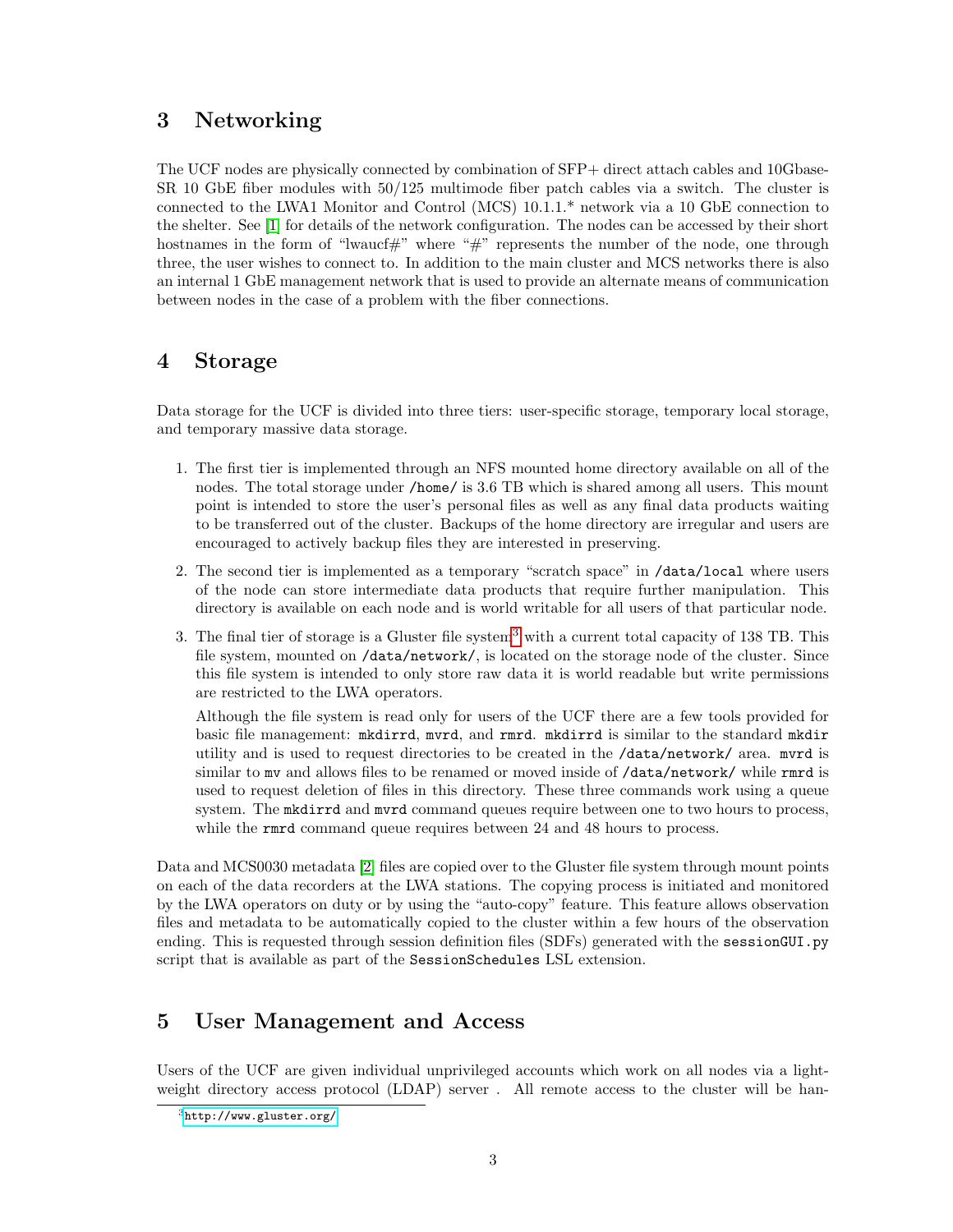## 3 Networking

The UCF nodes are physically connected by combination of SFP+ direct attach cables and 10Gbase-SR 10 GbE fiber modules with 50/125 multimode fiber patch cables via a switch. The cluster is connected to the LWA1 Monitor and Control (MCS) 10.1.1.* network via a 10 GbE connection to the shelter. See [1] for details of the network configuration. The nodes can be accessed by their short hostnames in the form of "lwaucf#" where "#" represents the number of the node, one through three, the user wishes to connect to. In addition to the main cluster and MCS networks there is also an internal 1 GbE management network that is used to provide an alternate means of communication between nodes in the case of a problem with the fiber connections.

## 4 Storage

Data storage for the UCF is divided into three tiers: user-specific storage, temporary local storage, and temporary massive data storage.

1. The first tier is implemented through an NFS mounted home directory available on all of the nodes. The total storage under `/home/` is 3.6 TB which is shared among all users. This mount point is intended to store the user's personal files as well as any final data products waiting to be transferred out of the cluster. Backups of the home directory are irregular and users are encouraged to actively backup files they are interested in preserving.

2. The second tier is implemented as a temporary "scratch space" in `/data/local` where users of the node can store intermediate data products that require further manipulation. This directory is available on each node and is world writable for all users of that particular node.

3. The final tier of storage is a Gluster file system[3] with a current total capacity of 138 TB. This file system, mounted on `/data/network/`, is located on the storage node of the cluster. Since this file system is intended to only store raw data it is world readable but write permissions are restricted to the LWA operators.

   Although the file system is read only for users of the UCF there are a few tools provided for basic file management: `mkdirrd`, `mvrd`, and `rmrd`. `mkdirrd` is similar to the standard `mkdir` utility and is used to request directories to be created in the `/data/network/` area. `mvrd` is similar to `mv` and allows files to be renamed or moved inside of `/data/network/` while `rmrd` is used to request deletion of files in this directory. These three commands work using a queue system. The `mkdirrd` and `mvrd` command queues require between one to two hours to process, while the `rmrd` command queue requires between 24 and 48 hours to process.

Data and MCS0030 metadata [2] files are copied over to the Gluster file system through mount points on each of the data recorders at the LWA stations. The copying process is initiated and monitored by the LWA operators on duty or by using the "auto-copy" feature. This feature allows observation files and metadata to be automatically copied to the cluster within a few hours of the observation ending. This is requested through session definition files (SDFs) generated with the `sessionGUI.py` script that is available as part of the `SessionSchedules` LSL extension.

## 5 User Management and Access

Users of the UCF are given individual unprivileged accounts which work on all nodes via a lightweight directory access protocol (LDAP) server . All remote access to the cluster will be han-

[3] http://www.gluster.org/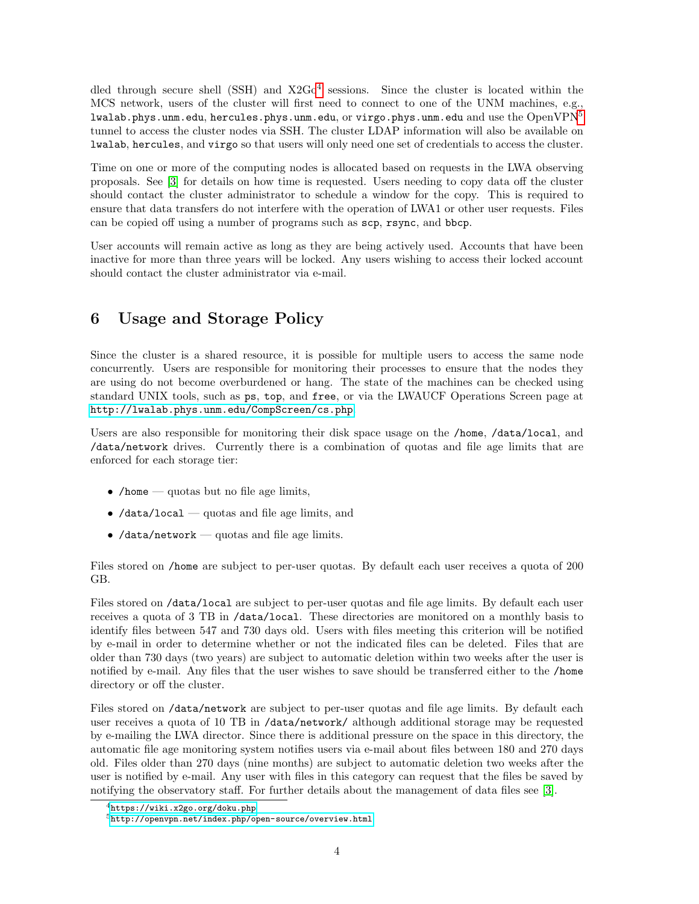dled through secure shell (SSH) and X2Go[4] sessions. Since the cluster is located within the MCS network, users of the cluster will first need to connect to one of the UNM machines, e.g., `lwalab.phys.unm.edu`, `hercules.phys.unm.edu`, or `virgo.phys.unm.edu` and use the OpenVPN[5] tunnel to access the cluster nodes via SSH. The cluster LDAP information will also be available on `lwalab`, `hercules`, and `virgo` so that users will only need one set of credentials to access the cluster.

Time on one or more of the computing nodes is allocated based on requests in the LWA observing proposals. See [3] for details on how time is requested. Users needing to copy data off the cluster should contact the cluster administrator to schedule a window for the copy. This is required to ensure that data transfers do not interfere with the operation of LWA1 or other user requests. Files can be copied off using a number of programs such as `scp`, `rsync`, and `bbcp`.

User accounts will remain active as long as they are being actively used. Accounts that have been inactive for more than three years will be locked. Any users wishing to access their locked account should contact the cluster administrator via e-mail.

## 6 Usage and Storage Policy

Since the cluster is a shared resource, it is possible for multiple users to access the same node concurrently. Users are responsible for monitoring their processes to ensure that the nodes they are using do not become overburdened or hang. The state of the machines can be checked using standard UNIX tools, such as `ps`, `top`, and `free`, or via the LWAUCF Operations Screen page at http://lwalab.phys.unm.edu/CompScreen/cs.php.

Users are also responsible for monitoring their disk space usage on the `/home`, `/data/local`, and `/data/network` drives. Currently there is a combination of quotas and file age limits that are enforced for each storage tier:

- `/home` — quotas but no file age limits,
- `/data/local` — quotas and file age limits, and
- `/data/network` — quotas and file age limits.

Files stored on `/home` are subject to per-user quotas. By default each user receives a quota of 200 GB.

Files stored on `/data/local` are subject to per-user quotas and file age limits. By default each user receives a quota of 3 TB in `/data/local`. These directories are monitored on a monthly basis to identify files between 547 and 730 days old. Users with files meeting this criterion will be notified by e-mail in order to determine whether or not the indicated files can be deleted. Files that are older than 730 days (two years) are subject to automatic deletion within two weeks after the user is notified by e-mail. Any files that the user wishes to save should be transferred either to the `/home` directory or off the cluster.

Files stored on `/data/network` are subject to per-user quotas and file age limits. By default each user receives a quota of 10 TB in `/data/network/` although additional storage may be requested by e-mailing the LWA director. Since there is additional pressure on the space in this directory, the automatic file age monitoring system notifies users via e-mail about files between 180 and 270 days old. Files older than 270 days (nine months) are subject to automatic deletion two weeks after the user is notified by e-mail. Any user with files in this category can request that the files be saved by notifying the observatory staff. For further details about the management of data files see [3].

[4] https://wiki.x2go.org/doku.php

[5] http://openvpn.net/index.php/open-source/overview.html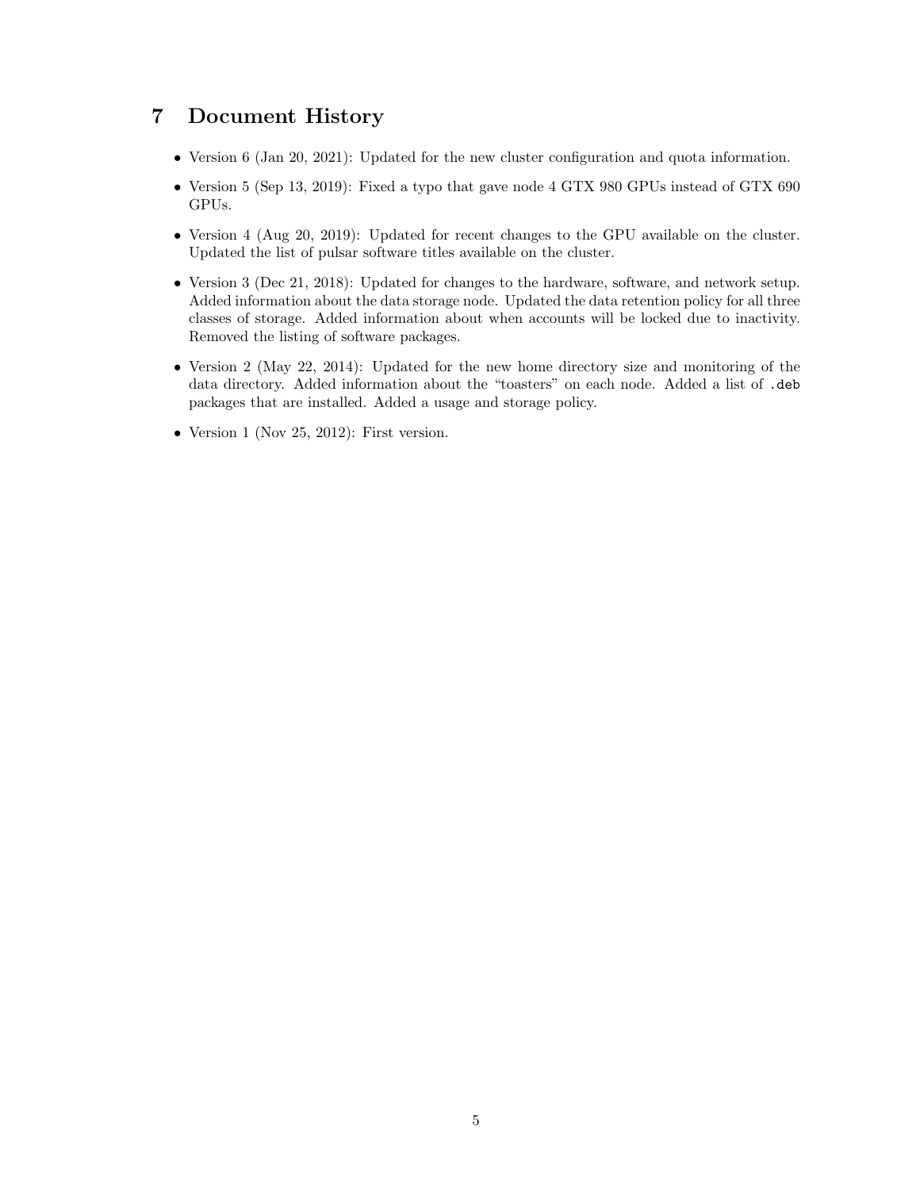## 7 Document History

- Version 6 (Jan 20, 2021): Updated for the new cluster configuration and quota information.
- Version 5 (Sep 13, 2019): Fixed a typo that gave node 4 GTX 980 GPUs instead of GTX 690 GPUs.
- Version 4 (Aug 20, 2019): Updated for recent changes to the GPU available on the cluster. Updated the list of pulsar software titles available on the cluster.
- Version 3 (Dec 21, 2018): Updated for changes to the hardware, software, and network setup. Added information about the data storage node. Updated the data retention policy for all three classes of storage. Added information about when accounts will be locked due to inactivity. Removed the listing of software packages.
- Version 2 (May 22, 2014): Updated for the new home directory size and monitoring of the data directory. Added information about the "toasters" on each node. Added a list of `.deb` packages that are installed. Added a usage and storage policy.
- Version 1 (Nov 25, 2012): First version.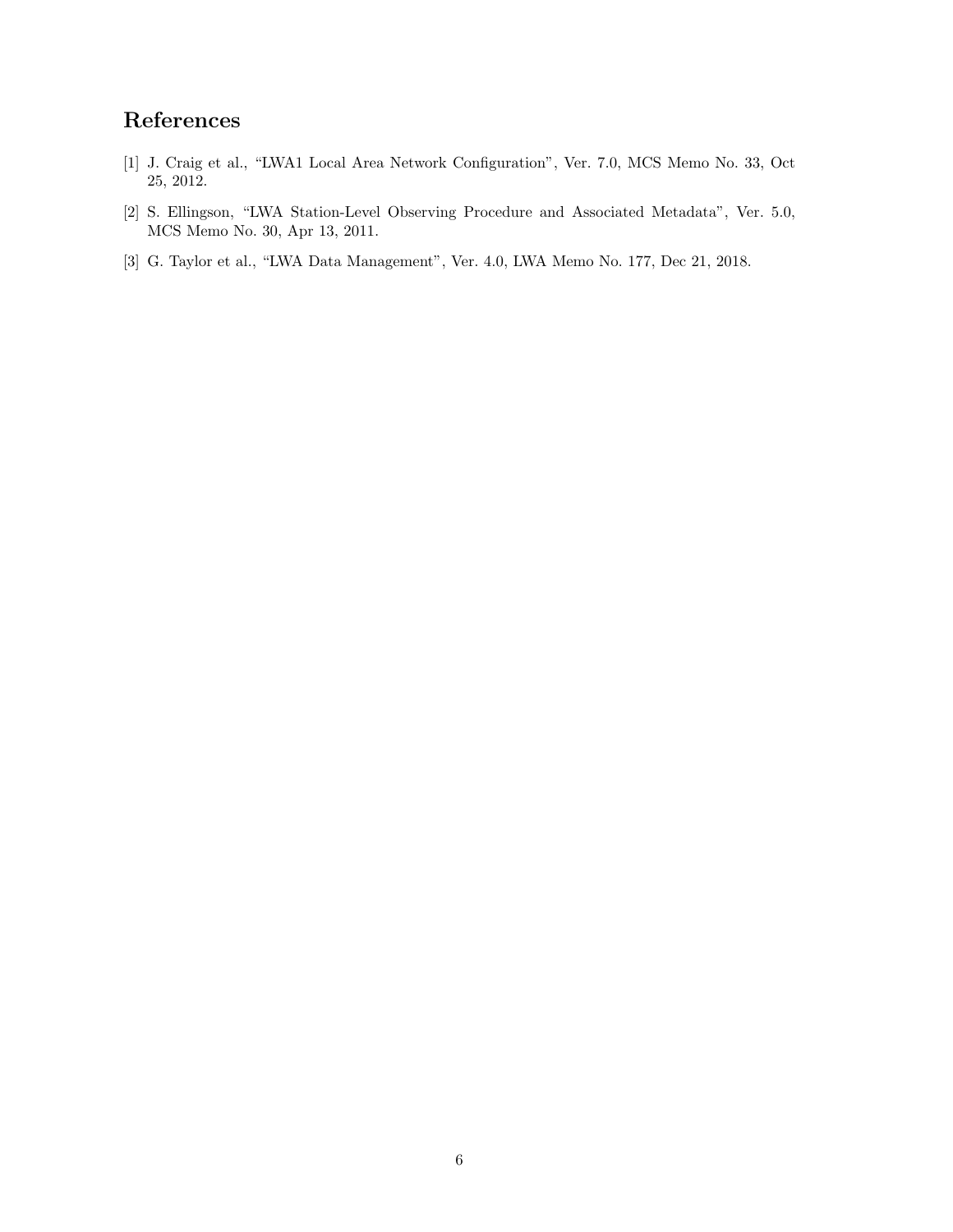## References

[1] J. Craig et al., "LWA1 Local Area Network Configuration", Ver. 7.0, MCS Memo No. 33, Oct 25, 2012.

[2] S. Ellingson, "LWA Station-Level Observing Procedure and Associated Metadata", Ver. 5.0, MCS Memo No. 30, Apr 13, 2011.

[3] G. Taylor et al., "LWA Data Management", Ver. 4.0, LWA Memo No. 177, Dec 21, 2018.